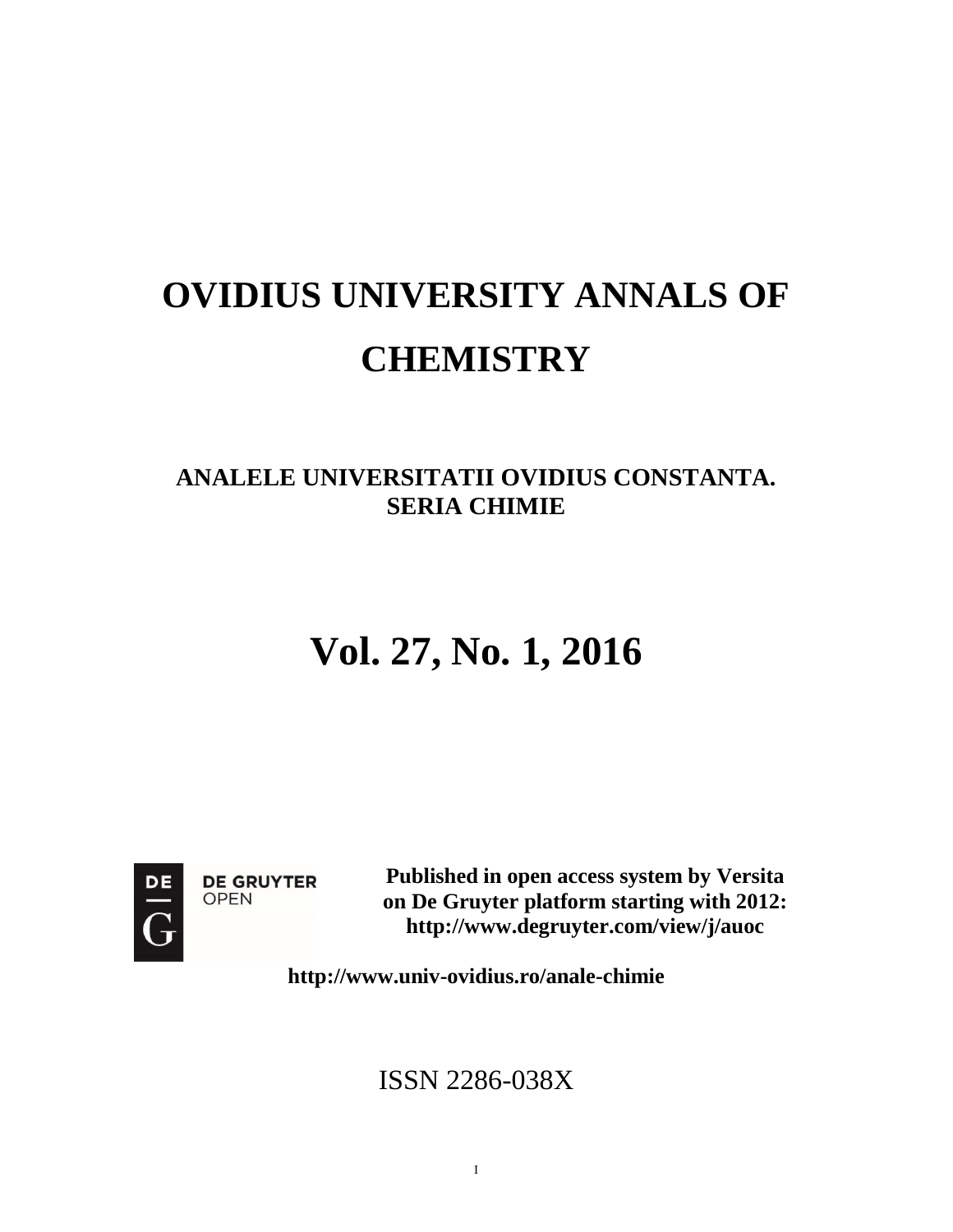# OVIDIUS UNIVERSITY ANNALS OF CHEMISTRY

## ANALELE UNIVERSITATII OVIDIUS CONSTANTA. SERIA CHIMIE

# Vol. 27, No. 1, 2016

DE GRUYTER OPEN

**Published in open access system by Versita on De Gruyter platform starting with 2012: http://www.degruyter.com/view/j/auoc**

**http://www.univ-ovidius.ro/anale-chimie**

ISSN 2286-038X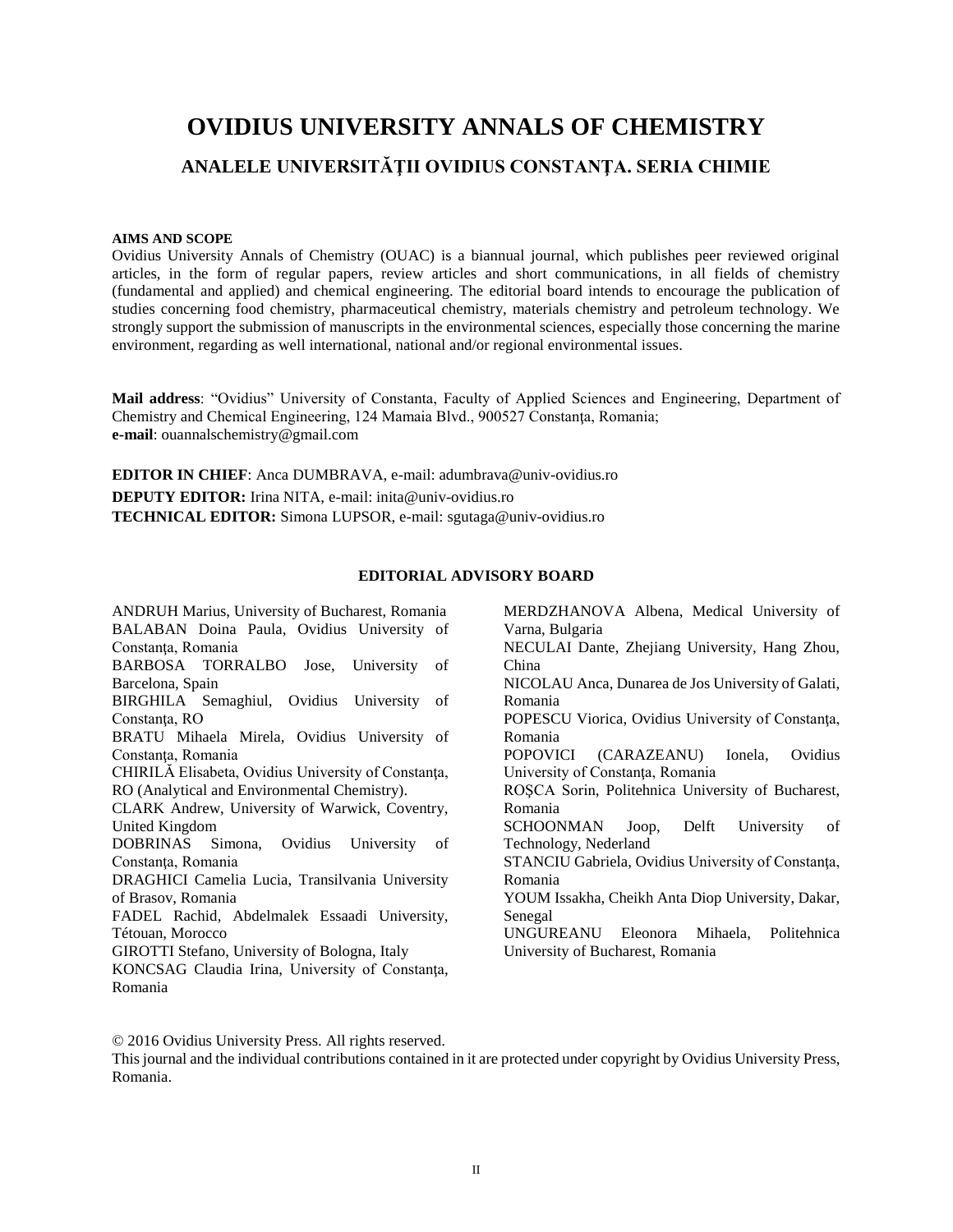# OVIDIUS UNIVERSITY ANNALS OF CHEMISTRY

## ANALELE UNIVERSITĂŢII OVIDIUS CONSTANŢA. SERIA CHIMIE

**AIMS AND SCOPE**

Ovidius University Annals of Chemistry (OUAC) is a biannual journal, which publishes peer reviewed original articles, in the form of regular papers, review articles and short communications, in all fields of chemistry (fundamental and applied) and chemical engineering. The editorial board intends to encourage the publication of studies concerning food chemistry, pharmaceutical chemistry, materials chemistry and petroleum technology. We strongly support the submission of manuscripts in the environmental sciences, especially those concerning the marine environment, regarding as well international, national and/or regional environmental issues.

**Mail address**: "Ovidius" University of Constanta, Faculty of Applied Sciences and Engineering, Department of Chemistry and Chemical Engineering, 124 Mamaia Blvd., 900527 Constanţa, Romania;
**e-mail**: ouannalschemistry@gmail.com

**EDITOR IN CHIEF**: Anca DUMBRAVA, e-mail: adumbrava@univ-ovidius.ro
**DEPUTY EDITOR:** Irina NITA, e-mail: inita@univ-ovidius.ro
**TECHNICAL EDITOR:** Simona LUPSOR, e-mail: sgutaga@univ-ovidius.ro

**EDITORIAL ADVISORY BOARD**

ANDRUH Marius, University of Bucharest, Romania
BALABAN Doina Paula, Ovidius University of Constanţa, Romania
BARBOSA TORRALBO Jose, University of Barcelona, Spain
BIRGHILA Semaghiul, Ovidius University of Constanţa, RO
BRATU Mihaela Mirela, Ovidius University of Constanţa, Romania
CHIRILĂ Elisabeta, Ovidius University of Constanţa, RO (Analytical and Environmental Chemistry).
CLARK Andrew, University of Warwick, Coventry, United Kingdom
DOBRINAS Simona, Ovidius University of Constanţa, Romania
DRAGHICI Camelia Lucia, Transilvania University of Brasov, Romania
FADEL Rachid, Abdelmalek Essaadi University, Tétouan, Morocco
GIROTTI Stefano, University of Bologna, Italy
KONCSAG Claudia Irina, University of Constanţa, Romania
MERDZHANOVA Albena, Medical University of Varna, Bulgaria
NECULAI Dante, Zhejiang University, Hang Zhou, China
NICOLAU Anca, Dunarea de Jos University of Galati, Romania
POPESCU Viorica, Ovidius University of Constanţa, Romania
POPOVICI (CARAZEANU) Ionela, Ovidius University of Constanţa, Romania
ROŞCA Sorin, Politehnica University of Bucharest, Romania
SCHOONMAN Joop, Delft University of Technology, Nederland
STANCIU Gabriela, Ovidius University of Constanţa, Romania
YOUM Issakha, Cheikh Anta Diop University, Dakar, Senegal
UNGUREANU Eleonora Mihaela, Politehnica University of Bucharest, Romania

© 2016 Ovidius University Press. All rights reserved.
This journal and the individual contributions contained in it are protected under copyright by Ovidius University Press, Romania.